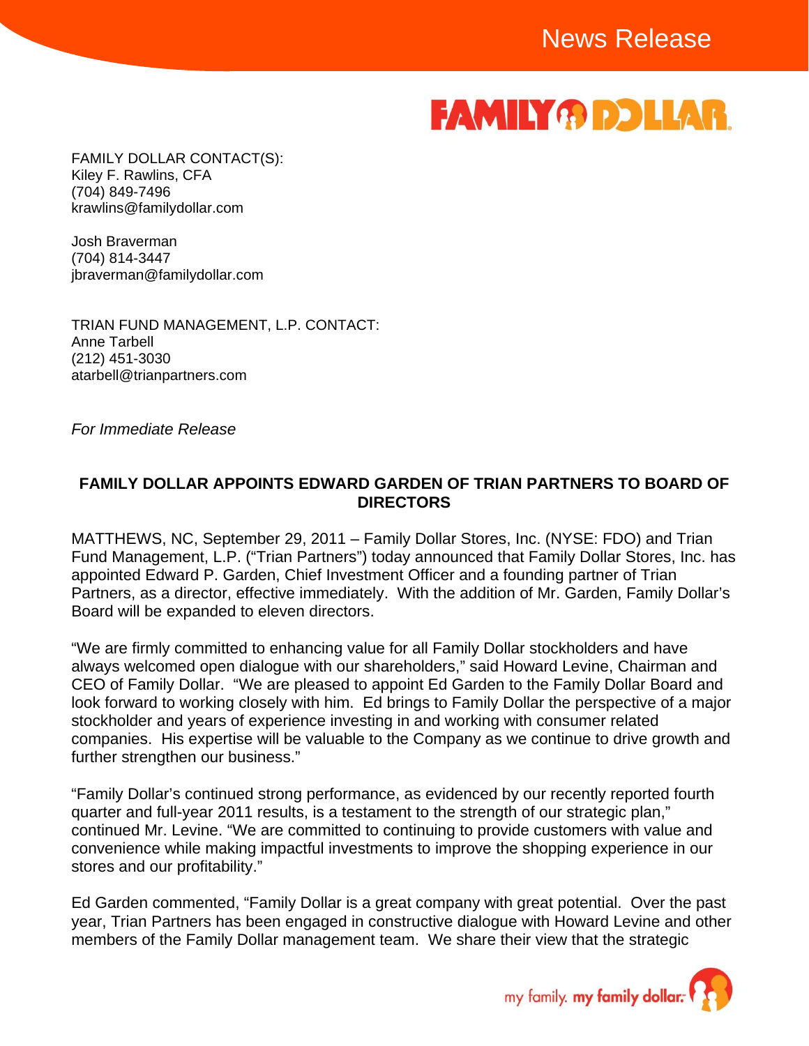News Release

FAMILY DOLLAR CONTACT(S):
Kiley F. Rawlins, CFA
(704) 849-7496
krawlins@familydollar.com

Josh Braverman
(704) 814-3447
jbraverman@familydollar.com

TRIAN FUND MANAGEMENT, L.P. CONTACT:
Anne Tarbell
(212) 451-3030
atarbell@trianpartners.com

*For Immediate Release*

**FAMILY DOLLAR APPOINTS EDWARD GARDEN OF TRIAN PARTNERS TO BOARD OF DIRECTORS**

MATTHEWS, NC, September 29, 2011 – Family Dollar Stores, Inc. (NYSE: FDO) and Trian Fund Management, L.P. ("Trian Partners") today announced that Family Dollar Stores, Inc. has appointed Edward P. Garden, Chief Investment Officer and a founding partner of Trian Partners, as a director, effective immediately. With the addition of Mr. Garden, Family Dollar's Board will be expanded to eleven directors.

"We are firmly committed to enhancing value for all Family Dollar stockholders and have always welcomed open dialogue with our shareholders," said Howard Levine, Chairman and CEO of Family Dollar. "We are pleased to appoint Ed Garden to the Family Dollar Board and look forward to working closely with him. Ed brings to Family Dollar the perspective of a major stockholder and years of experience investing in and working with consumer related companies. His expertise will be valuable to the Company as we continue to drive growth and further strengthen our business."

"Family Dollar's continued strong performance, as evidenced by our recently reported fourth quarter and full-year 2011 results, is a testament to the strength of our strategic plan," continued Mr. Levine. "We are committed to continuing to provide customers with value and convenience while making impactful investments to improve the shopping experience in our stores and our profitability."

Ed Garden commented, "Family Dollar is a great company with great potential. Over the past year, Trian Partners has been engaged in constructive dialogue with Howard Levine and other members of the Family Dollar management team. We share their view that the strategic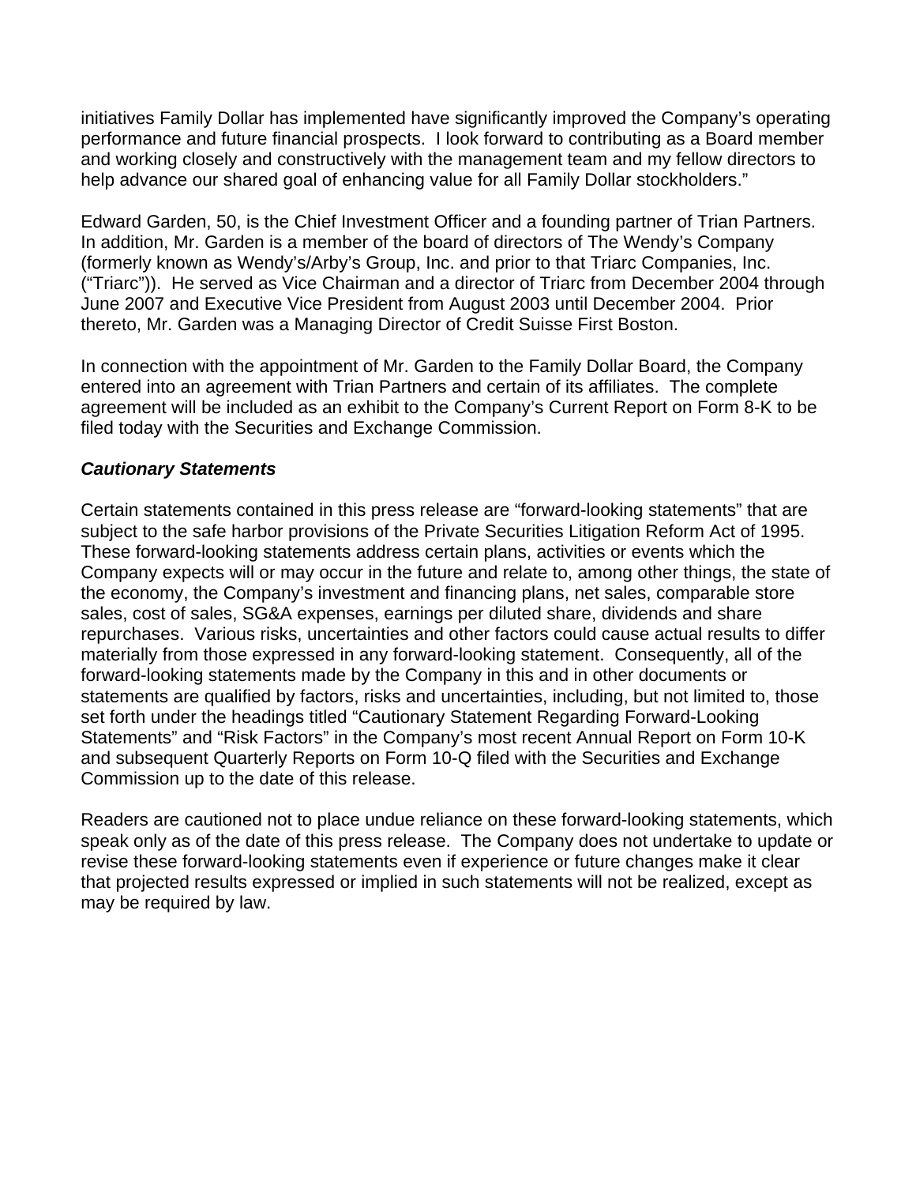initiatives Family Dollar has implemented have significantly improved the Company's operating performance and future financial prospects. I look forward to contributing as a Board member and working closely and constructively with the management team and my fellow directors to help advance our shared goal of enhancing value for all Family Dollar stockholders."

Edward Garden, 50, is the Chief Investment Officer and a founding partner of Trian Partners. In addition, Mr. Garden is a member of the board of directors of The Wendy's Company (formerly known as Wendy's/Arby's Group, Inc. and prior to that Triarc Companies, Inc. ("Triarc")). He served as Vice Chairman and a director of Triarc from December 2004 through June 2007 and Executive Vice President from August 2003 until December 2004. Prior thereto, Mr. Garden was a Managing Director of Credit Suisse First Boston.

In connection with the appointment of Mr. Garden to the Family Dollar Board, the Company entered into an agreement with Trian Partners and certain of its affiliates. The complete agreement will be included as an exhibit to the Company's Current Report on Form 8-K to be filed today with the Securities and Exchange Commission.

***Cautionary Statements***

Certain statements contained in this press release are "forward-looking statements" that are subject to the safe harbor provisions of the Private Securities Litigation Reform Act of 1995. These forward-looking statements address certain plans, activities or events which the Company expects will or may occur in the future and relate to, among other things, the state of the economy, the Company's investment and financing plans, net sales, comparable store sales, cost of sales, SG&A expenses, earnings per diluted share, dividends and share repurchases. Various risks, uncertainties and other factors could cause actual results to differ materially from those expressed in any forward-looking statement. Consequently, all of the forward-looking statements made by the Company in this and in other documents or statements are qualified by factors, risks and uncertainties, including, but not limited to, those set forth under the headings titled "Cautionary Statement Regarding Forward-Looking Statements" and "Risk Factors" in the Company's most recent Annual Report on Form 10-K and subsequent Quarterly Reports on Form 10-Q filed with the Securities and Exchange Commission up to the date of this release.

Readers are cautioned not to place undue reliance on these forward-looking statements, which speak only as of the date of this press release. The Company does not undertake to update or revise these forward-looking statements even if experience or future changes make it clear that projected results expressed or implied in such statements will not be realized, except as may be required by law.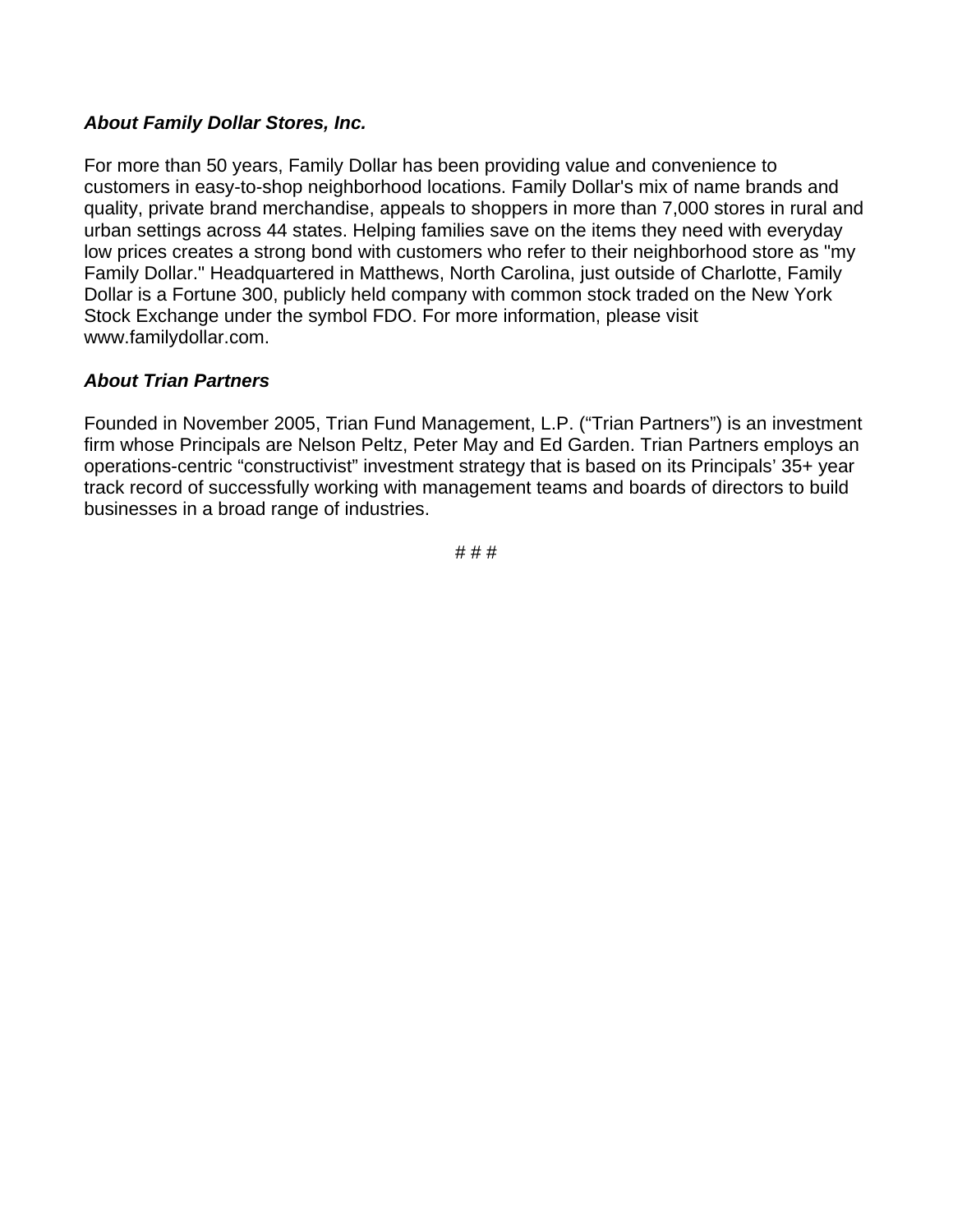***About Family Dollar Stores, Inc.***

For more than 50 years, Family Dollar has been providing value and convenience to customers in easy-to-shop neighborhood locations. Family Dollar's mix of name brands and quality, private brand merchandise, appeals to shoppers in more than 7,000 stores in rural and urban settings across 44 states. Helping families save on the items they need with everyday low prices creates a strong bond with customers who refer to their neighborhood store as "my Family Dollar." Headquartered in Matthews, North Carolina, just outside of Charlotte, Family Dollar is a Fortune 300, publicly held company with common stock traded on the New York Stock Exchange under the symbol FDO. For more information, please visit www.familydollar.com.

***About Trian Partners***

Founded in November 2005, Trian Fund Management, L.P. ("Trian Partners") is an investment firm whose Principals are Nelson Peltz, Peter May and Ed Garden. Trian Partners employs an operations-centric "constructivist" investment strategy that is based on its Principals' 35+ year track record of successfully working with management teams and boards of directors to build businesses in a broad range of industries.

# # #